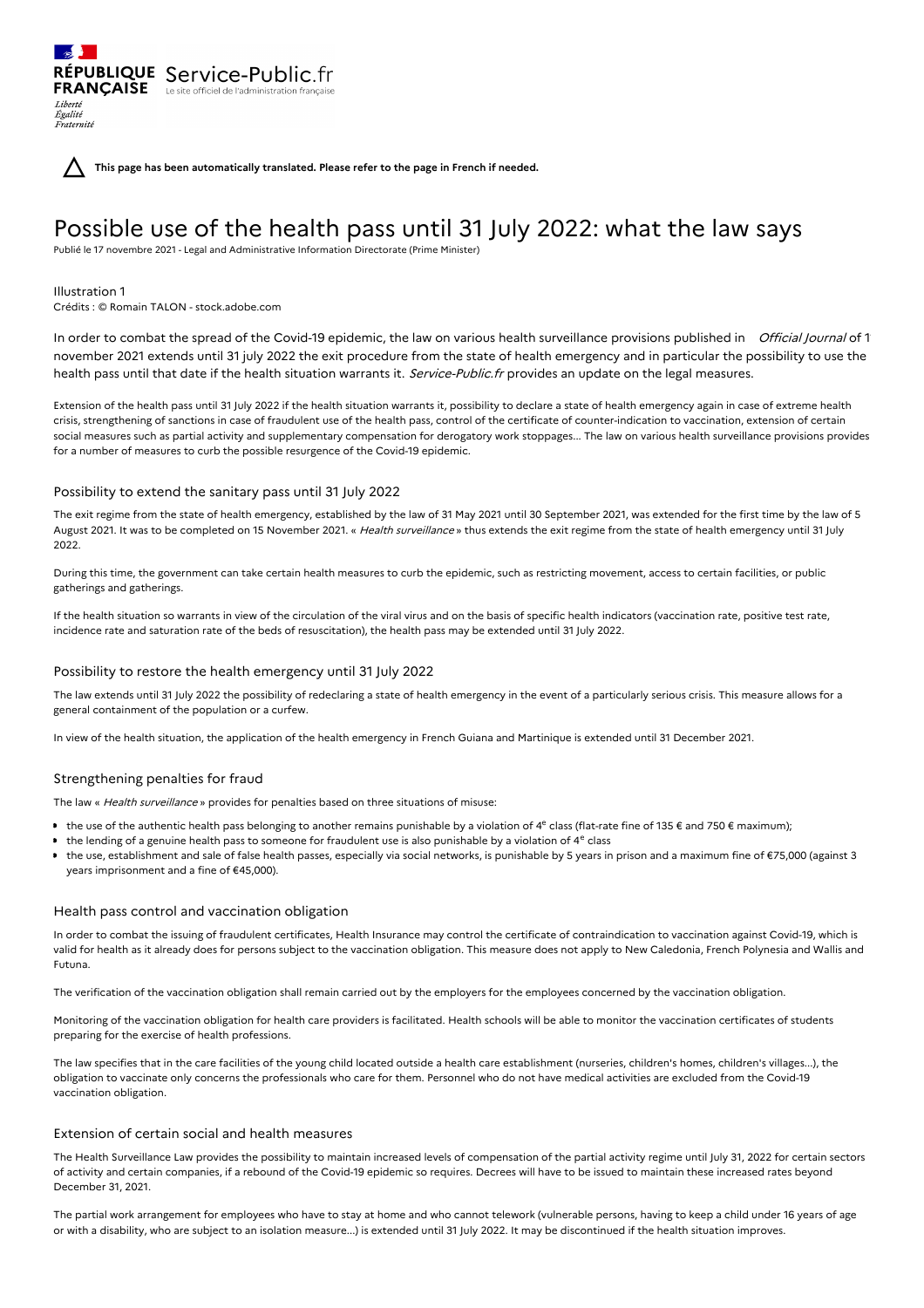RÉPUBLIQUE FRANÇAISE Service-Public.fr
Le site officiel de l'administration française

Liberté
Égalité
Fraternité

**This page has been automatically translated. Please refer to the page in French if needed.**

# Possible use of the health pass until 31 July 2022: what the law says

Publié le 17 novembre 2021 - Legal and Administrative Information Directorate (Prime Minister)

Illustration 1
Crédits : © Romain TALON - stock.adobe.com

In order to combat the spread of the Covid-19 epidemic, the law on various health surveillance provisions published in *Official Journal* of 1 november 2021 extends until 31 july 2022 the exit procedure from the state of health emergency and in particular the possibility to use the health pass until that date if the health situation warrants it. *Service-Public.fr* provides an update on the legal measures.

Extension of the health pass until 31 July 2022 if the health situation warrants it, possibility to declare a state of health emergency again in case of extreme health crisis, strengthening of sanctions in case of fraudulent use of the health pass, control of the certificate of counter-indication to vaccination, extension of certain social measures such as partial activity and supplementary compensation for derogatory work stoppages... The law on various health surveillance provisions provides for a number of measures to curb the possible resurgence of the Covid-19 epidemic.

## Possibility to extend the sanitary pass until 31 July 2022

The exit regime from the state of health emergency, established by the law of 31 May 2021 until 30 September 2021, was extended for the first time by the law of 5 August 2021. It was to be completed on 15 November 2021. « *Health surveillance* » thus extends the exit regime from the state of health emergency until 31 July 2022.

During this time, the government can take certain health measures to curb the epidemic, such as restricting movement, access to certain facilities, or public gatherings and gatherings.

If the health situation so warrants in view of the circulation of the viral virus and on the basis of specific health indicators (vaccination rate, positive test rate, incidence rate and saturation rate of the beds of resuscitation), the health pass may be extended until 31 July 2022.

## Possibility to restore the health emergency until 31 July 2022

The law extends until 31 July 2022 the possibility of redeclaring a state of health emergency in the event of a particularly serious crisis. This measure allows for a general containment of the population or a curfew.

In view of the health situation, the application of the health emergency in French Guiana and Martinique is extended until 31 December 2021.

## Strengthening penalties for fraud

The law « *Health surveillance* » provides for penalties based on three situations of misuse:

- the use of the authentic health pass belonging to another remains punishable by a violation of 4ᵉ class (flat-rate fine of 135 € and 750 € maximum);
- the lending of a genuine health pass to someone for fraudulent use is also punishable by a violation of 4ᵉ class
- the use, establishment and sale of false health passes, especially via social networks, is punishable by 5 years in prison and a maximum fine of €75,000 (against 3 years imprisonment and a fine of €45,000).

## Health pass control and vaccination obligation

In order to combat the issuing of fraudulent certificates, Health Insurance may control the certificate of contraindication to vaccination against Covid-19, which is valid for health as it already does for persons subject to the vaccination obligation. This measure does not apply to New Caledonia, French Polynesia and Wallis and Futuna.

The verification of the vaccination obligation shall remain carried out by the employers for the employees concerned by the vaccination obligation.

Monitoring of the vaccination obligation for health care providers is facilitated. Health schools will be able to monitor the vaccination certificates of students preparing for the exercise of health professions.

The law specifies that in the care facilities of the young child located outside a health care establishment (nurseries, children's homes, children's villages...), the obligation to vaccinate only concerns the professionals who care for them. Personnel who do not have medical activities are excluded from the Covid-19 vaccination obligation.

## Extension of certain social and health measures

The Health Surveillance Law provides the possibility to maintain increased levels of compensation of the partial activity regime until July 31, 2022 for certain sectors of activity and certain companies, if a rebound of the Covid-19 epidemic so requires. Decrees will have to be issued to maintain these increased rates beyond December 31, 2021.

The partial work arrangement for employees who have to stay at home and who cannot telework (vulnerable persons, having to keep a child under 16 years of age or with a disability, who are subject to an isolation measure...) is extended until 31 July 2022. It may be discontinued if the health situation improves.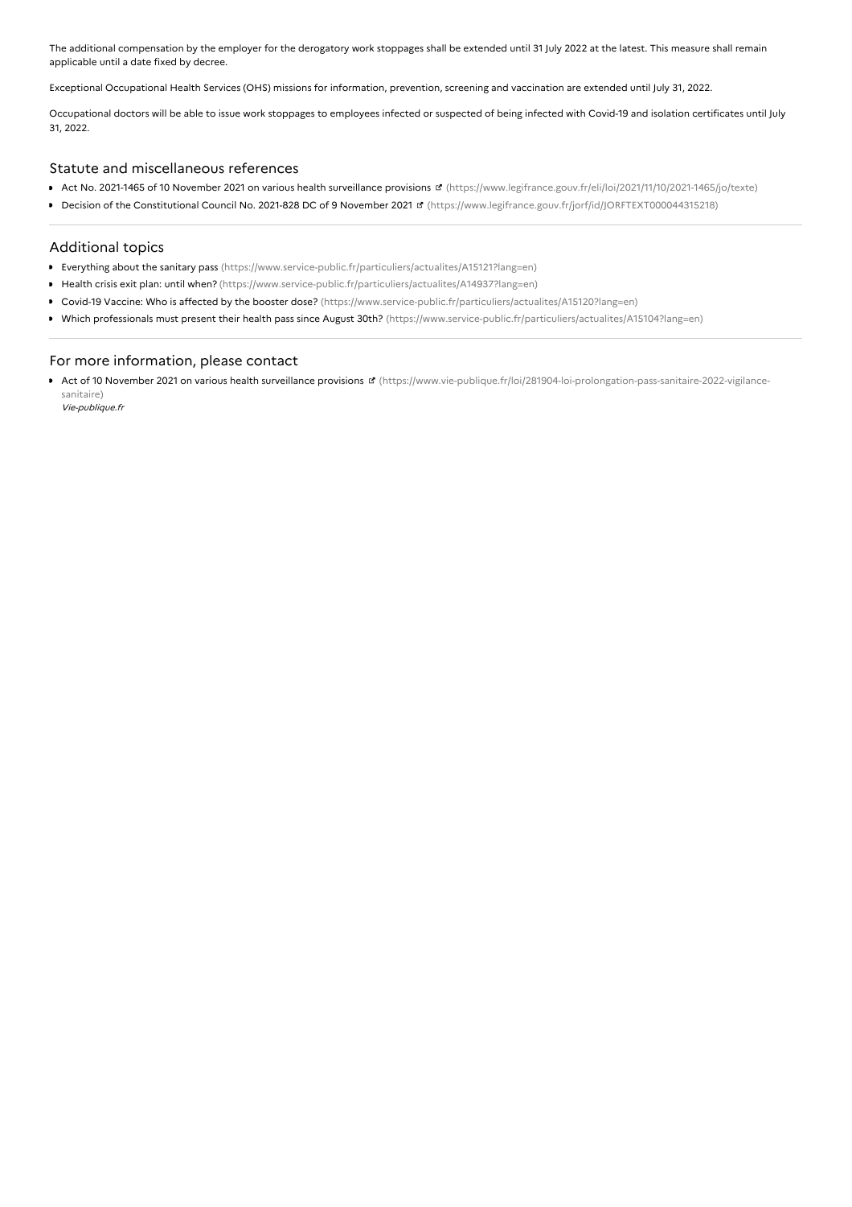The additional compensation by the employer for the derogatory work stoppages shall be extended until 31 July 2022 at the latest. This measure shall remain applicable until a date fixed by decree.

Exceptional Occupational Health Services (OHS) missions for information, prevention, screening and vaccination are extended until July 31, 2022.

Occupational doctors will be able to issue work stoppages to employees infected or suspected of being infected with Covid-19 and isolation certificates until July 31, 2022.

## Statute and miscellaneous references

- Act No. 2021-1465 of 10 November 2021 on various health surveillance provisions (https://www.legifrance.gouv.fr/eli/loi/2021/11/10/2021-1465/jo/texte)
- Decision of the Constitutional Council No. 2021-828 DC of 9 November 2021 (https://www.legifrance.gouv.fr/jorf/id/JORFTEXT000044315218)

## Additional topics

- Everything about the sanitary pass (https://www.service-public.fr/particuliers/actualites/A15121?lang=en)
- Health crisis exit plan: until when? (https://www.service-public.fr/particuliers/actualites/A14937?lang=en)
- Covid-19 Vaccine: Who is affected by the booster dose? (https://www.service-public.fr/particuliers/actualites/A15120?lang=en)
- Which professionals must present their health pass since August 30th? (https://www.service-public.fr/particuliers/actualites/A15104?lang=en)

## For more information, please contact

- Act of 10 November 2021 on various health surveillance provisions (https://www.vie-publique.fr/loi/281904-loi-prolongation-pass-sanitaire-2022-vigilance-sanitaire)
  *Vie-publique.fr*